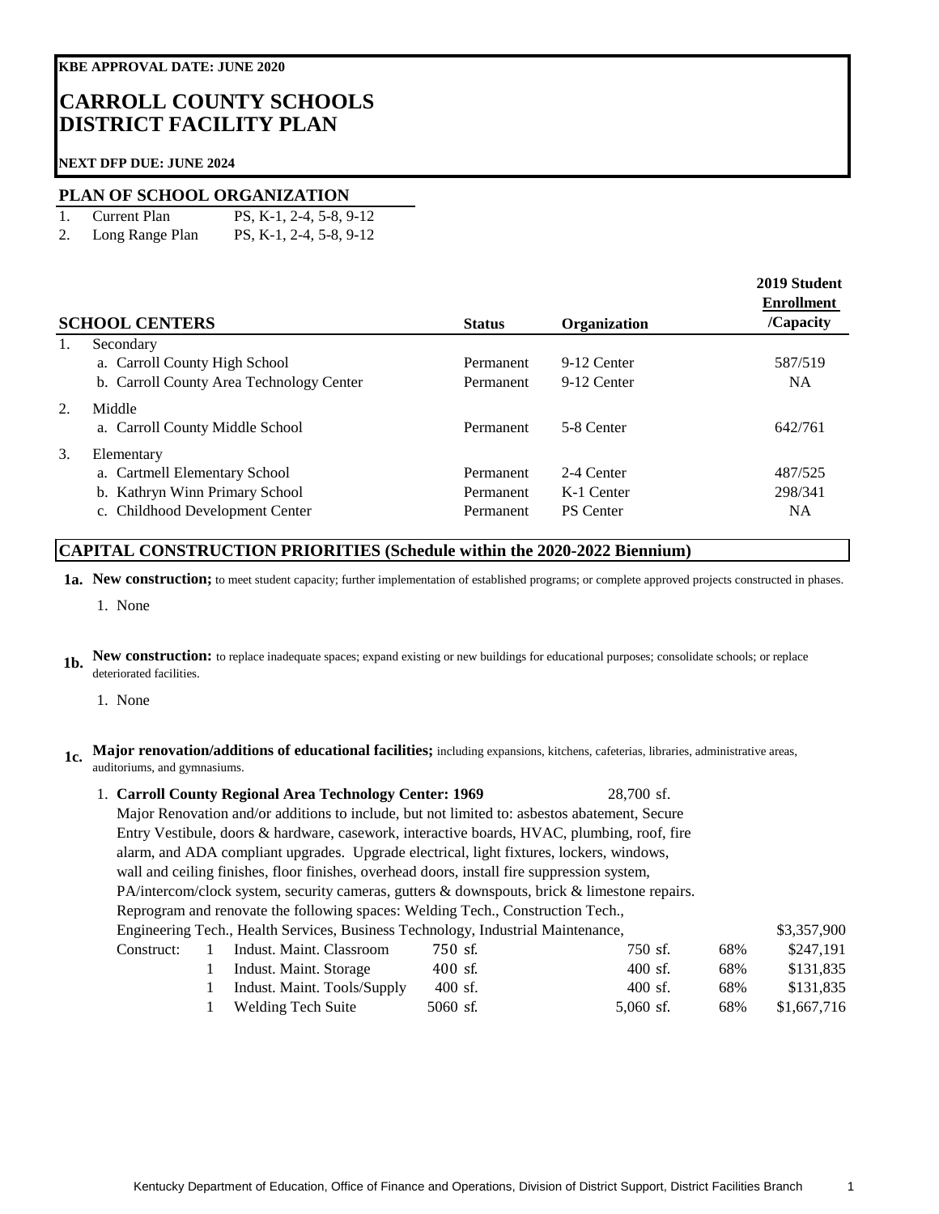**KBE APPROVAL DATE: JUNE 2020**

# CARROLL COUNTY SCHOOLS
# DISTRICT FACILITY PLAN

**NEXT DFP DUE: JUNE 2024**

## PLAN OF SCHOOL ORGANIZATION

| | | |
|---|---|---|
| 1. | Current Plan | PS, K-1, 2-4, 5-8, 9-12 |
| 2. | Long Range Plan | PS, K-1, 2-4, 5-8, 9-12 |

| | SCHOOL CENTERS | Status | Organization | 2019 Student Enrollment /Capacity |
|---|---|---|---|---|
| 1. | Secondary | | | |
| | a. Carroll County High School | Permanent | 9-12 Center | 587/519 |
| | b. Carroll County Area Technology Center | Permanent | 9-12 Center | NA |
| 2. | Middle | | | |
| | a. Carroll County Middle School | Permanent | 5-8 Center | 642/761 |
| 3. | Elementary | | | |
| | a. Cartmell Elementary School | Permanent | 2-4 Center | 487/525 |
| | b. Kathryn Winn Primary School | Permanent | K-1 Center | 298/341 |
| | c. Childhood Development Center | Permanent | PS Center | NA |

## CAPITAL CONSTRUCTION PRIORITIES (Schedule within the 2020-2022 Biennium)

**1a. New construction;** to meet student capacity; further implementation of established programs; or complete approved projects constructed in phases.

1. None

**1b. New construction:** to replace inadequate spaces; expand existing or new buildings for educational purposes; consolidate schools; or replace deteriorated facilities.

1. None

**1c. Major renovation/additions of educational facilities;** including expansions, kitchens, cafeterias, libraries, administrative areas, auditoriums, and gymnasiums.

1. **Carroll County Regional Area Technology Center: 1969** 28,700 sf.
   Major Renovation and/or additions to include, but not limited to: asbestos abatement, Secure Entry Vestibule, doors & hardware, casework, interactive boards, HVAC, plumbing, roof, fire alarm, and ADA compliant upgrades. Upgrade electrical, light fixtures, lockers, windows, wall and ceiling finishes, floor finishes, overhead doors, install fire suppression system, PA/intercom/clock system, security cameras, gutters & downspouts, brick & limestone repairs. Reprogram and renovate the following spaces: Welding Tech., Construction Tech., Engineering Tech., Health Services, Business Technology, Industrial Maintenance, $3,357,900

| | | | | | | |
|---|---|---|---|---|---|---|
| Construct: | 1 | Indust. Maint. Classroom | 750 sf. | 750 sf. | 68% | $247,191 |
| | 1 | Indust. Maint. Storage | 400 sf. | 400 sf. | 68% | $131,835 |
| | 1 | Indust. Maint. Tools/Supply | 400 sf. | 400 sf. | 68% | $131,835 |
| | 1 | Welding Tech Suite | 5060 sf. | 5,060 sf. | 68% | $1,667,716 |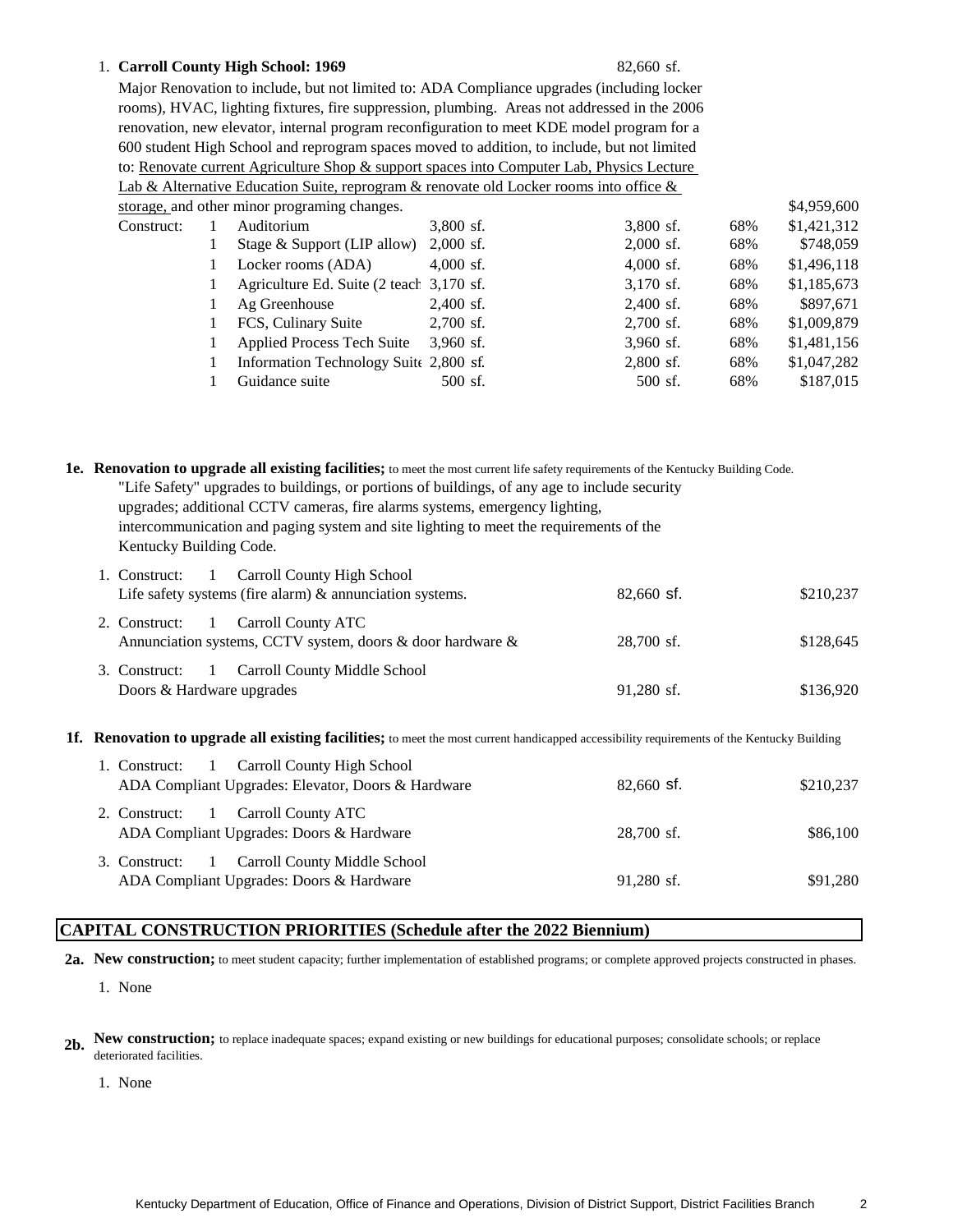1. **Carroll County High School: 1969** 82,660 sf.

   Major Renovation to include, but not limited to: ADA Compliance upgrades (including locker rooms), HVAC, lighting fixtures, fire suppression, plumbing. Areas not addressed in the 2006 renovation, new elevator, internal program reconfiguration to meet KDE model program for a 600 student High School and reprogram spaces moved to addition, to include, but not limited to: Renovate current Agriculture Shop & support spaces into Computer Lab, Physics Lecture Lab & Alternative Education Suite, reprogram & renovate old Locker rooms into office & storage, and other minor programing changes. $4,959,600

| | | | | | | |
|---|---|---|---|---|---|---|
| Construct: | 1 | Auditorium | 3,800 sf. | 3,800 sf. | 68% | $1,421,312 |
| | 1 | Stage & Support (LIP allow) | 2,000 sf. | 2,000 sf. | 68% | $748,059 |
| | 1 | Locker rooms (ADA) | 4,000 sf. | 4,000 sf. | 68% | $1,496,118 |
| | 1 | Agriculture Ed. Suite (2 teach | 3,170 sf. | 3,170 sf. | 68% | $1,185,673 |
| | 1 | Ag Greenhouse | 2,400 sf. | 2,400 sf. | 68% | $897,671 |
| | 1 | FCS, Culinary Suite | 2,700 sf. | 2,700 sf. | 68% | $1,009,879 |
| | 1 | Applied Process Tech Suite | 3,960 sf. | 3,960 sf. | 68% | $1,481,156 |
| | 1 | Information Technology Suite | 2,800 sf. | 2,800 sf. | 68% | $1,047,282 |
| | 1 | Guidance suite | 500 sf. | 500 sf. | 68% | $187,015 |

**1e. Renovation to upgrade all existing facilities;** to meet the most current life safety requirements of the Kentucky Building Code.

"Life Safety" upgrades to buildings, or portions of buildings, of any age to include security upgrades; additional CCTV cameras, fire alarms systems, emergency lighting, intercommunication and paging system and site lighting to meet the requirements of the Kentucky Building Code.

| | | | |
|---|---|---|---|
| 1. | Construct: 1 Carroll County High School<br>Life safety systems (fire alarm) & annunciation systems. | 82,660 sf. | $210,237 |
| 2. | Construct: 1 Carroll County ATC<br>Annunciation systems, CCTV system, doors & door hardware & | 28,700 sf. | $128,645 |
| 3. | Construct: 1 Carroll County Middle School<br>Doors & Hardware upgrades | 91,280 sf. | $136,920 |

**1f. Renovation to upgrade all existing facilities;** to meet the most current handicapped accessibility requirements of the Kentucky Building

| | | | |
|---|---|---|---|
| 1. | Construct: 1 Carroll County High School<br>ADA Compliant Upgrades: Elevator, Doors & Hardware | 82,660 sf. | $210,237 |
| 2. | Construct: 1 Carroll County ATC<br>ADA Compliant Upgrades: Doors & Hardware | 28,700 sf. | $86,100 |
| 3. | Construct: 1 Carroll County Middle School<br>ADA Compliant Upgrades: Doors & Hardware | 91,280 sf. | $91,280 |

## CAPITAL CONSTRUCTION PRIORITIES (Schedule after the 2022 Biennium)

**2a. New construction;** to meet student capacity; further implementation of established programs; or complete approved projects constructed in phases.

1. None

**2b. New construction;** to replace inadequate spaces; expand existing or new buildings for educational purposes; consolidate schools; or replace deteriorated facilities.

1. None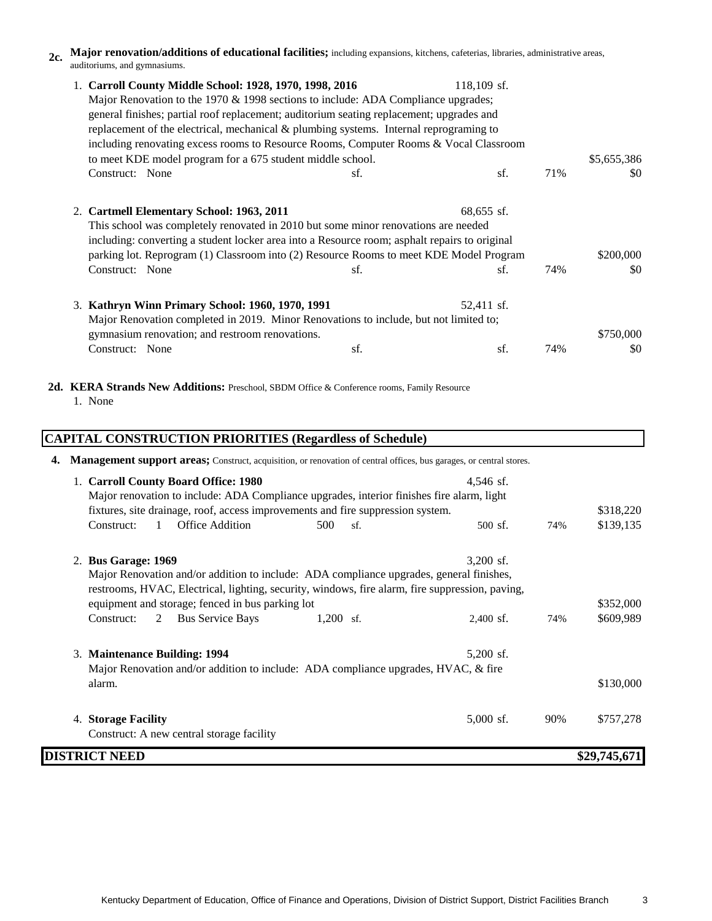**2c. Major renovation/additions of educational facilities;** including expansions, kitchens, cafeterias, libraries, administrative areas, auditoriums, and gymnasiums.

1. **Carroll County Middle School: 1928, 1970, 1998, 2016** — 118,109 sf.
   Major Renovation to the 1970 & 1998 sections to include: ADA Compliance upgrades; general finishes; partial roof replacement; auditorium seating replacement; upgrades and replacement of the electrical, mechanical & plumbing systems. Internal reprograming to including renovating excess rooms to Resource Rooms, Computer Rooms & Vocal Classroom to meet KDE model program for a 675 student middle school. — $5,655,386
   Construct: None — sf. — sf. — 71% — $0

2. **Cartmell Elementary School: 1963, 2011** — 68,655 sf.
   This school was completely renovated in 2010 but some minor renovations are needed including: converting a student locker area into a Resource room; asphalt repairs to original parking lot. Reprogram (1) Classroom into (2) Resource Rooms to meet KDE Model Program — $200,000
   Construct: None — sf. — sf. — 74% — $0

3. **Kathryn Winn Primary School: 1960, 1970, 1991** — 52,411 sf.
   Major Renovation completed in 2019. Minor Renovations to include, but not limited to; gymnasium renovation; and restroom renovations. — $750,000
   Construct: None — sf. — sf. — 74% — $0

**2d. KERA Strands New Additions:** Preschool, SBDM Office & Conference rooms, Family Resource

1. None

## CAPITAL CONSTRUCTION PRIORITIES (Regardless of Schedule)

**4. Management support areas;** Construct, acquisition, or renovation of central offices, bus garages, or central stores.

1. **Carroll County Board Office: 1980** — 4,546 sf.
   Major renovation to include: ADA Compliance upgrades, interior finishes fire alarm, light fixtures, site drainage, roof, access improvements and fire suppression system. — $318,220
   Construct: 1 Office Addition — 500 sf. — 500 sf. — 74% — $139,135

2. **Bus Garage: 1969** — 3,200 sf.
   Major Renovation and/or addition to include: ADA compliance upgrades, general finishes, restrooms, HVAC, Electrical, lighting, security, windows, fire alarm, fire suppression, paving, equipment and storage; fenced in bus parking lot — $352,000
   Construct: 2 Bus Service Bays — 1,200 sf. — 2,400 sf. — 74% — $609,989

3. **Maintenance Building: 1994** — 5,200 sf.
   Major Renovation and/or addition to include: ADA compliance upgrades, HVAC, & fire alarm. — $130,000

4. **Storage Facility** — 5,000 sf. — 90% — $757,278
   Construct: A new central storage facility

**DISTRICT NEED** — **$29,745,671**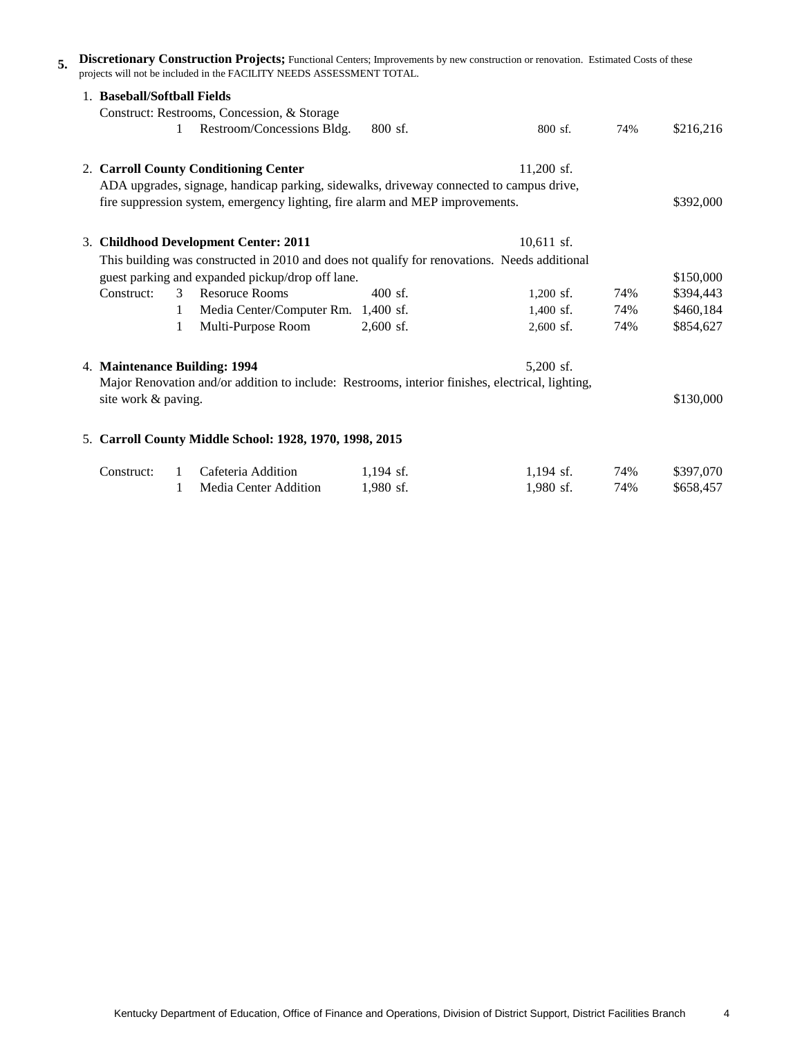**5. Discretionary Construction Projects;** Functional Centers; Improvements by new construction or renovation. Estimated Costs of these projects will not be included in the FACILITY NEEDS ASSESSMENT TOTAL.

1. **Baseball/Softball Fields**

   Construct: Restrooms, Concession, & Storage

| | | | | | | |
|---|---|---|---|---|---|---|
| | 1 | Restroom/Concessions Bldg. | 800 sf. | 800 sf. | 74% | $216,216 |

2. **Carroll County Conditioning Center** 11,200 sf.

   ADA upgrades, signage, handicap parking, sidewalks, driveway connected to campus drive, fire suppression system, emergency lighting, fire alarm and MEP improvements. $392,000

3. **Childhood Development Center: 2011** 10,611 sf.

   This building was constructed in 2010 and does not qualify for renovations. Needs additional guest parking and expanded pickup/drop off lane. $150,000

| | | | | | | |
|---|---|---|---|---|---|---|
| Construct: | 3 | Resoruce Rooms | 400 sf. | 1,200 sf. | 74% | $394,443 |
| | 1 | Media Center/Computer Rm. | 1,400 sf. | 1,400 sf. | 74% | $460,184 |
| | 1 | Multi-Purpose Room | 2,600 sf. | 2,600 sf. | 74% | $854,627 |

4. **Maintenance Building: 1994** 5,200 sf.

   Major Renovation and/or addition to include: Restrooms, interior finishes, electrical, lighting, site work & paving. $130,000

5. **Carroll County Middle School: 1928, 1970, 1998, 2015**

| | | | | | | |
|---|---|---|---|---|---|---|
| Construct: | 1 | Cafeteria Addition | 1,194 sf. | 1,194 sf. | 74% | $397,070 |
| | 1 | Media Center Addition | 1,980 sf. | 1,980 sf. | 74% | $658,457 |

Kentucky Department of Education, Office of Finance and Operations, Division of District Support, District Facilities Branch